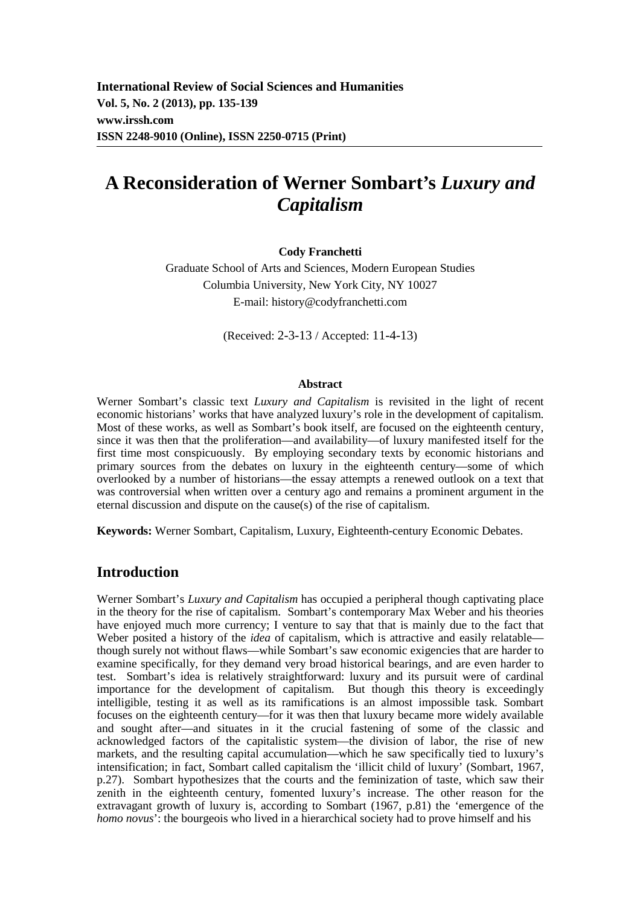**International Review of Social Sciences and Humanities**
**Vol. 5, No. 2 (2013), pp. 135-139**
**www.irssh.com**
**ISSN 2248-9010 (Online), ISSN 2250-0715 (Print)**

# A Reconsideration of Werner Sombart's *Luxury and Capitalism*

**Cody Franchetti**

Graduate School of Arts and Sciences, Modern European Studies
Columbia University, New York City, NY 10027
E-mail: history@codyfranchetti.com

(Received: 2-3-13 / Accepted: 11-4-13)

### Abstract

Werner Sombart's classic text *Luxury and Capitalism* is revisited in the light of recent economic historians' works that have analyzed luxury's role in the development of capitalism. Most of these works, as well as Sombart's book itself, are focused on the eighteenth century, since it was then that the proliferation—and availability—of luxury manifested itself for the first time most conspicuously. By employing secondary texts by economic historians and primary sources from the debates on luxury in the eighteenth century—some of which overlooked by a number of historians—the essay attempts a renewed outlook on a text that was controversial when written over a century ago and remains a prominent argument in the eternal discussion and dispute on the cause(s) of the rise of capitalism.

**Keywords:** Werner Sombart, Capitalism, Luxury, Eighteenth-century Economic Debates.

## Introduction

Werner Sombart's *Luxury and Capitalism* has occupied a peripheral though captivating place in the theory for the rise of capitalism. Sombart's contemporary Max Weber and his theories have enjoyed much more currency; I venture to say that that is mainly due to the fact that Weber posited a history of the *idea* of capitalism, which is attractive and easily relatable—though surely not without flaws—while Sombart's saw economic exigencies that are harder to examine specifically, for they demand very broad historical bearings, and are even harder to test. Sombart's idea is relatively straightforward: luxury and its pursuit were of cardinal importance for the development of capitalism. But though this theory is exceedingly intelligible, testing it as well as its ramifications is an almost impossible task. Sombart focuses on the eighteenth century—for it was then that luxury became more widely available and sought after—and situates in it the crucial fastening of some of the classic and acknowledged factors of the capitalistic system—the division of labor, the rise of new markets, and the resulting capital accumulation—which he saw specifically tied to luxury's intensification; in fact, Sombart called capitalism the 'illicit child of luxury' (Sombart, 1967, p.27). Sombart hypothesizes that the courts and the feminization of taste, which saw their zenith in the eighteenth century, fomented luxury's increase. The other reason for the extravagant growth of luxury is, according to Sombart (1967, p.81) the 'emergence of the *homo novus*': the bourgeois who lived in a hierarchical society had to prove himself and his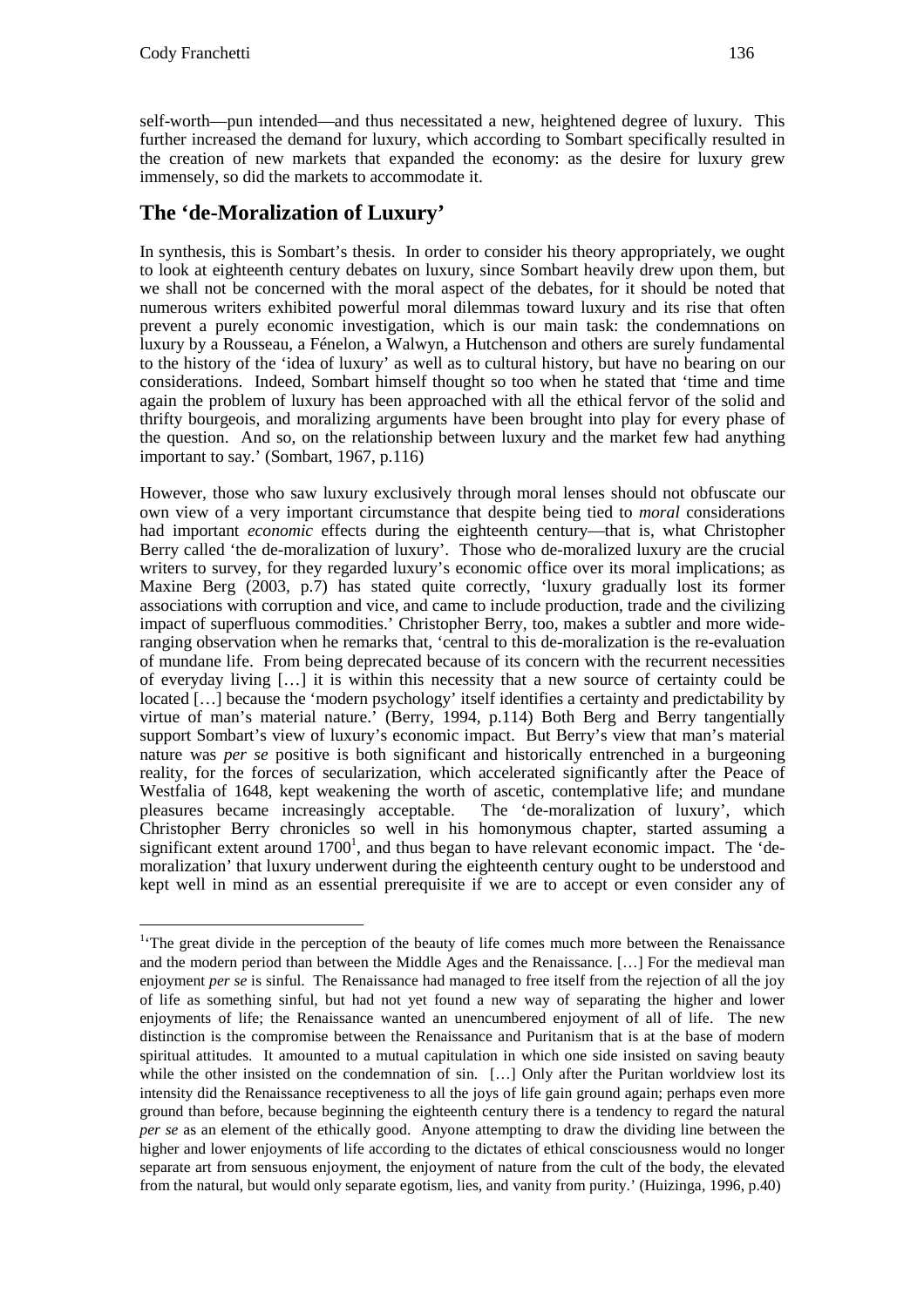self-worth—pun intended—and thus necessitated a new, heightened degree of luxury. This further increased the demand for luxury, which according to Sombart specifically resulted in the creation of new markets that expanded the economy: as the desire for luxury grew immensely, so did the markets to accommodate it.

## The 'de-Moralization of Luxury'

In synthesis, this is Sombart's thesis. In order to consider his theory appropriately, we ought to look at eighteenth century debates on luxury, since Sombart heavily drew upon them, but we shall not be concerned with the moral aspect of the debates, for it should be noted that numerous writers exhibited powerful moral dilemmas toward luxury and its rise that often prevent a purely economic investigation, which is our main task: the condemnations on luxury by a Rousseau, a Fénelon, a Walwyn, a Hutchenson and others are surely fundamental to the history of the 'idea of luxury' as well as to cultural history, but have no bearing on our considerations. Indeed, Sombart himself thought so too when he stated that 'time and time again the problem of luxury has been approached with all the ethical fervor of the solid and thrifty bourgeois, and moralizing arguments have been brought into play for every phase of the question. And so, on the relationship between luxury and the market few had anything important to say.' (Sombart, 1967, p.116)

However, those who saw luxury exclusively through moral lenses should not obfuscate our own view of a very important circumstance that despite being tied to *moral* considerations had important *economic* effects during the eighteenth century—that is, what Christopher Berry called 'the de-moralization of luxury'. Those who de-moralized luxury are the crucial writers to survey, for they regarded luxury's economic office over its moral implications; as Maxine Berg (2003, p.7) has stated quite correctly, 'luxury gradually lost its former associations with corruption and vice, and came to include production, trade and the civilizing impact of superfluous commodities.' Christopher Berry, too, makes a subtler and more wide-ranging observation when he remarks that, 'central to this de-moralization is the re-evaluation of mundane life. From being deprecated because of its concern with the recurrent necessities of everyday living […] it is within this necessity that a new source of certainty could be located […] because the 'modern psychology' itself identifies a certainty and predictability by virtue of man's material nature.' (Berry, 1994, p.114) Both Berg and Berry tangentially support Sombart's view of luxury's economic impact. But Berry's view that man's material nature was *per se* positive is both significant and historically entrenched in a burgeoning reality, for the forces of secularization, which accelerated significantly after the Peace of Westfalia of 1648, kept weakening the worth of ascetic, contemplative life; and mundane pleasures became increasingly acceptable. The 'de-moralization of luxury', which Christopher Berry chronicles so well in his homonymous chapter, started assuming a significant extent around 1700[1], and thus began to have relevant economic impact. The 'de-moralization' that luxury underwent during the eighteenth century ought to be understood and kept well in mind as an essential prerequisite if we are to accept or even consider any of

---

[1] 'The great divide in the perception of the beauty of life comes much more between the Renaissance and the modern period than between the Middle Ages and the Renaissance. […] For the medieval man enjoyment *per se* is sinful. The Renaissance had managed to free itself from the rejection of all the joy of life as something sinful, but had not yet found a new way of separating the higher and lower enjoyments of life; the Renaissance wanted an unencumbered enjoyment of all of life. The new distinction is the compromise between the Renaissance and Puritanism that is at the base of modern spiritual attitudes. It amounted to a mutual capitulation in which one side insisted on saving beauty while the other insisted on the condemnation of sin. […] Only after the Puritan worldview lost its intensity did the Renaissance receptiveness to all the joys of life gain ground again; perhaps even more ground than before, because beginning the eighteenth century there is a tendency to regard the natural *per se* as an element of the ethically good. Anyone attempting to draw the dividing line between the higher and lower enjoyments of life according to the dictates of ethical consciousness would no longer separate art from sensuous enjoyment, the enjoyment of nature from the cult of the body, the elevated from the natural, but would only separate egotism, lies, and vanity from purity.' (Huizinga, 1996, p.40)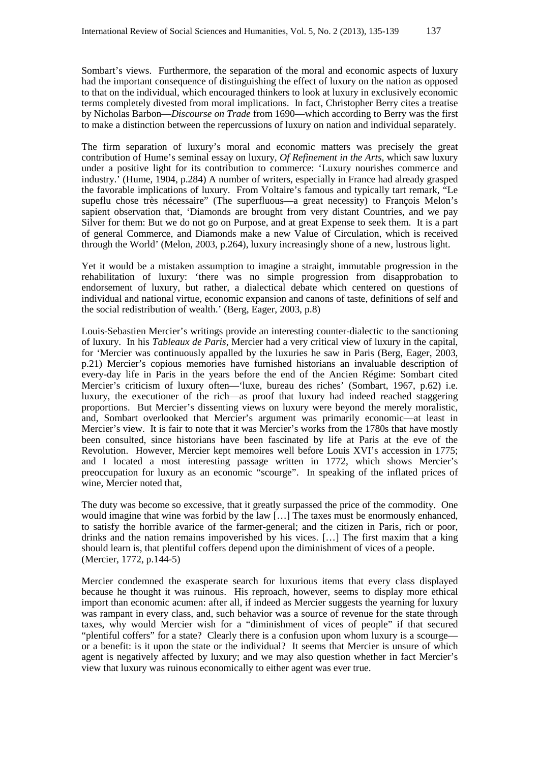Sombart's views. Furthermore, the separation of the moral and economic aspects of luxury had the important consequence of distinguishing the effect of luxury on the nation as opposed to that on the individual, which encouraged thinkers to look at luxury in exclusively economic terms completely divested from moral implications. In fact, Christopher Berry cites a treatise by Nicholas Barbon—*Discourse on Trade* from 1690—which according to Berry was the first to make a distinction between the repercussions of luxury on nation and individual separately.

The firm separation of luxury's moral and economic matters was precisely the great contribution of Hume's seminal essay on luxury, *Of Refinement in the Arts*, which saw luxury under a positive light for its contribution to commerce: 'Luxury nourishes commerce and industry.' (Hume, 1904, p.284) A number of writers, especially in France had already grasped the favorable implications of luxury. From Voltaire's famous and typically tart remark, "Le supeflu chose très nécessaire" (The superfluous—a great necessity) to François Melon's sapient observation that, 'Diamonds are brought from very distant Countries, and we pay Silver for them: But we do not go on Purpose, and at great Expense to seek them. It is a part of general Commerce, and Diamonds make a new Value of Circulation, which is received through the World' (Melon, 2003, p.264), luxury increasingly shone of a new, lustrous light.

Yet it would be a mistaken assumption to imagine a straight, immutable progression in the rehabilitation of luxury: 'there was no simple progression from disapprobation to endorsement of luxury, but rather, a dialectical debate which centered on questions of individual and national virtue, economic expansion and canons of taste, definitions of self and the social redistribution of wealth.' (Berg, Eager, 2003, p.8)

Louis-Sebastien Mercier's writings provide an interesting counter-dialectic to the sanctioning of luxury. In his *Tableaux de Paris*, Mercier had a very critical view of luxury in the capital, for 'Mercier was continuously appalled by the luxuries he saw in Paris (Berg, Eager, 2003, p.21) Mercier's copious memories have furnished historians an invaluable description of every-day life in Paris in the years before the end of the Ancien Régime: Sombart cited Mercier's criticism of luxury often—'luxe, bureau des riches' (Sombart, 1967, p.62) i.e. luxury, the executioner of the rich—as proof that luxury had indeed reached staggering proportions. But Mercier's dissenting views on luxury were beyond the merely moralistic, and, Sombart overlooked that Mercier's argument was primarily economic—at least in Mercier's view. It is fair to note that it was Mercier's works from the 1780s that have mostly been consulted, since historians have been fascinated by life at Paris at the eve of the Revolution. However, Mercier kept memoires well before Louis XVI's accession in 1775; and I located a most interesting passage written in 1772, which shows Mercier's preoccupation for luxury as an economic "scourge". In speaking of the inflated prices of wine, Mercier noted that,

The duty was become so excessive, that it greatly surpassed the price of the commodity. One would imagine that wine was forbid by the law […] The taxes must be enormously enhanced, to satisfy the horrible avarice of the farmer-general; and the citizen in Paris, rich or poor, drinks and the nation remains impoverished by his vices. […] The first maxim that a king should learn is, that plentiful coffers depend upon the diminishment of vices of a people. (Mercier, 1772, p.144-5)

Mercier condemned the exasperate search for luxurious items that every class displayed because he thought it was ruinous. His reproach, however, seems to display more ethical import than economic acumen: after all, if indeed as Mercier suggests the yearning for luxury was rampant in every class, and, such behavior was a source of revenue for the state through taxes, why would Mercier wish for a "diminishment of vices of people" if that secured "plentiful coffers" for a state? Clearly there is a confusion upon whom luxury is a scourge—or a benefit: is it upon the state or the individual? It seems that Mercier is unsure of which agent is negatively affected by luxury; and we may also question whether in fact Mercier's view that luxury was ruinous economically to either agent was ever true.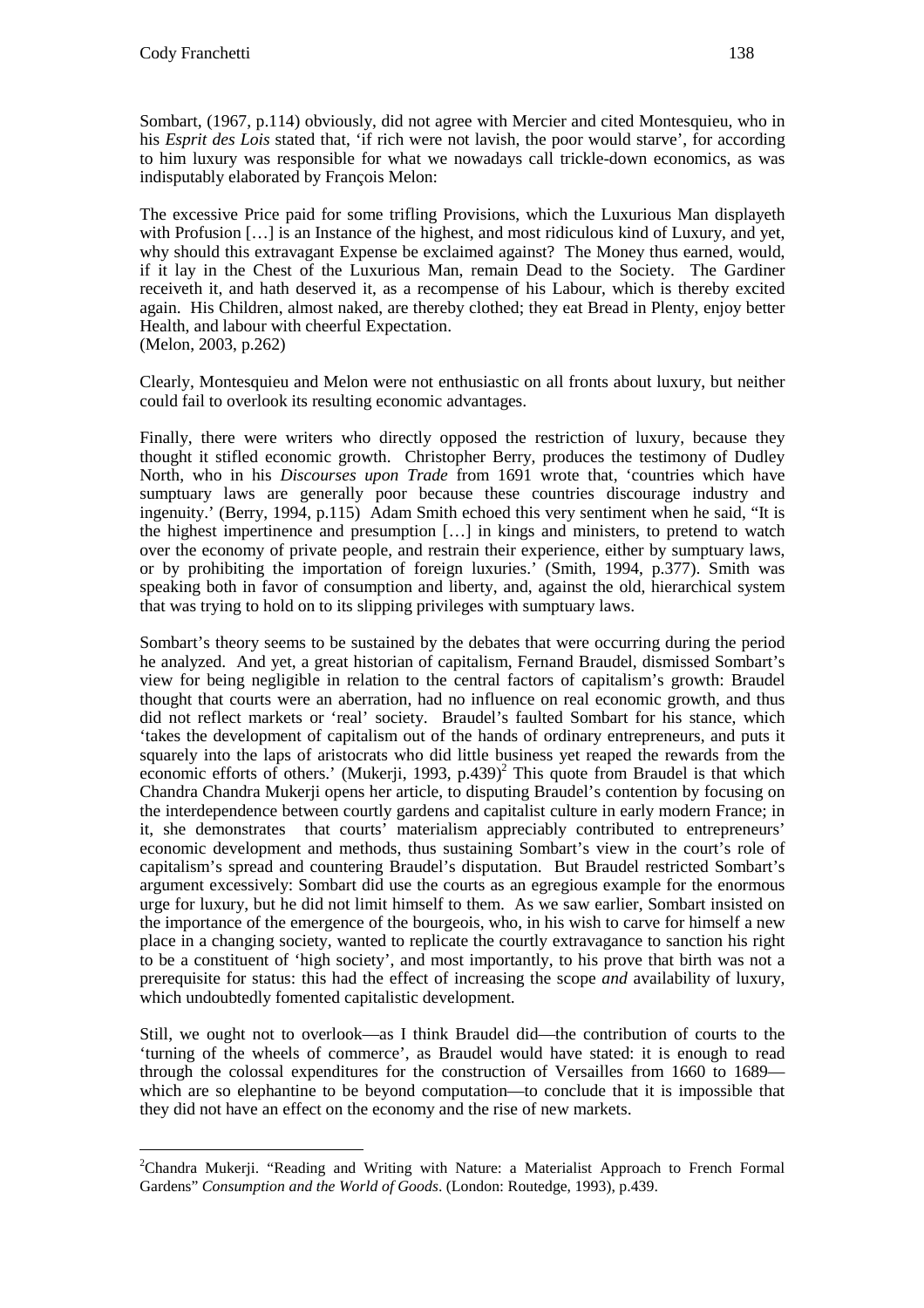Sombart, (1967, p.114) obviously, did not agree with Mercier and cited Montesquieu, who in his *Esprit des Lois* stated that, 'if rich were not lavish, the poor would starve', for according to him luxury was responsible for what we nowadays call trickle-down economics, as was indisputably elaborated by François Melon:

> The excessive Price paid for some trifling Provisions, which the Luxurious Man displayeth with Profusion […] is an Instance of the highest, and most ridiculous kind of Luxury, and yet, why should this extravagant Expense be exclaimed against? The Money thus earned, would, if it lay in the Chest of the Luxurious Man, remain Dead to the Society. The Gardiner receiveth it, and hath deserved it, as a recompense of his Labour, which is thereby excited again. His Children, almost naked, are thereby clothed; they eat Bread in Plenty, enjoy better Health, and labour with cheerful Expectation.
> (Melon, 2003, p.262)

Clearly, Montesquieu and Melon were not enthusiastic on all fronts about luxury, but neither could fail to overlook its resulting economic advantages.

Finally, there were writers who directly opposed the restriction of luxury, because they thought it stifled economic growth. Christopher Berry, produces the testimony of Dudley North, who in his *Discourses upon Trade* from 1691 wrote that, 'countries which have sumptuary laws are generally poor because these countries discourage industry and ingenuity.' (Berry, 1994, p.115) Adam Smith echoed this very sentiment when he said, "It is the highest impertinence and presumption […] in kings and ministers, to pretend to watch over the economy of private people, and restrain their experience, either by sumptuary laws, or by prohibiting the importation of foreign luxuries.' (Smith, 1994, p.377). Smith was speaking both in favor of consumption and liberty, and, against the old, hierarchical system that was trying to hold on to its slipping privileges with sumptuary laws.

Sombart's theory seems to be sustained by the debates that were occurring during the period he analyzed. And yet, a great historian of capitalism, Fernand Braudel, dismissed Sombart's view for being negligible in relation to the central factors of capitalism's growth: Braudel thought that courts were an aberration, had no influence on real economic growth, and thus did not reflect markets or 'real' society. Braudel's faulted Sombart for his stance, which 'takes the development of capitalism out of the hands of ordinary entrepreneurs, and puts it squarely into the laps of aristocrats who did little business yet reaped the rewards from the economic efforts of others.' (Mukerji, 1993, p.439)[2] This quote from Braudel is that which Chandra Chandra Mukerji opens her article, to disputing Braudel's contention by focusing on the interdependence between courtly gardens and capitalist culture in early modern France; in it, she demonstrates that courts' materialism appreciably contributed to entrepreneurs' economic development and methods, thus sustaining Sombart's view in the court's role of capitalism's spread and countering Braudel's disputation. But Braudel restricted Sombart's argument excessively: Sombart did use the courts as an egregious example for the enormous urge for luxury, but he did not limit himself to them. As we saw earlier, Sombart insisted on the importance of the emergence of the bourgeois, who, in his wish to carve for himself a new place in a changing society, wanted to replicate the courtly extravagance to sanction his right to be a constituent of 'high society', and most importantly, to his prove that birth was not a prerequisite for status: this had the effect of increasing the scope *and* availability of luxury, which undoubtedly fomented capitalistic development.

Still, we ought not to overlook—as I think Braudel did—the contribution of courts to the 'turning of the wheels of commerce', as Braudel would have stated: it is enough to read through the colossal expenditures for the construction of Versailles from 1660 to 1689—which are so elephantine to be beyond computation—to conclude that it is impossible that they did not have an effect on the economy and the rise of new markets.

---

[2] Chandra Mukerji. "Reading and Writing with Nature: a Materialist Approach to French Formal Gardens" *Consumption and the World of Goods*. (London: Routedge, 1993), p.439.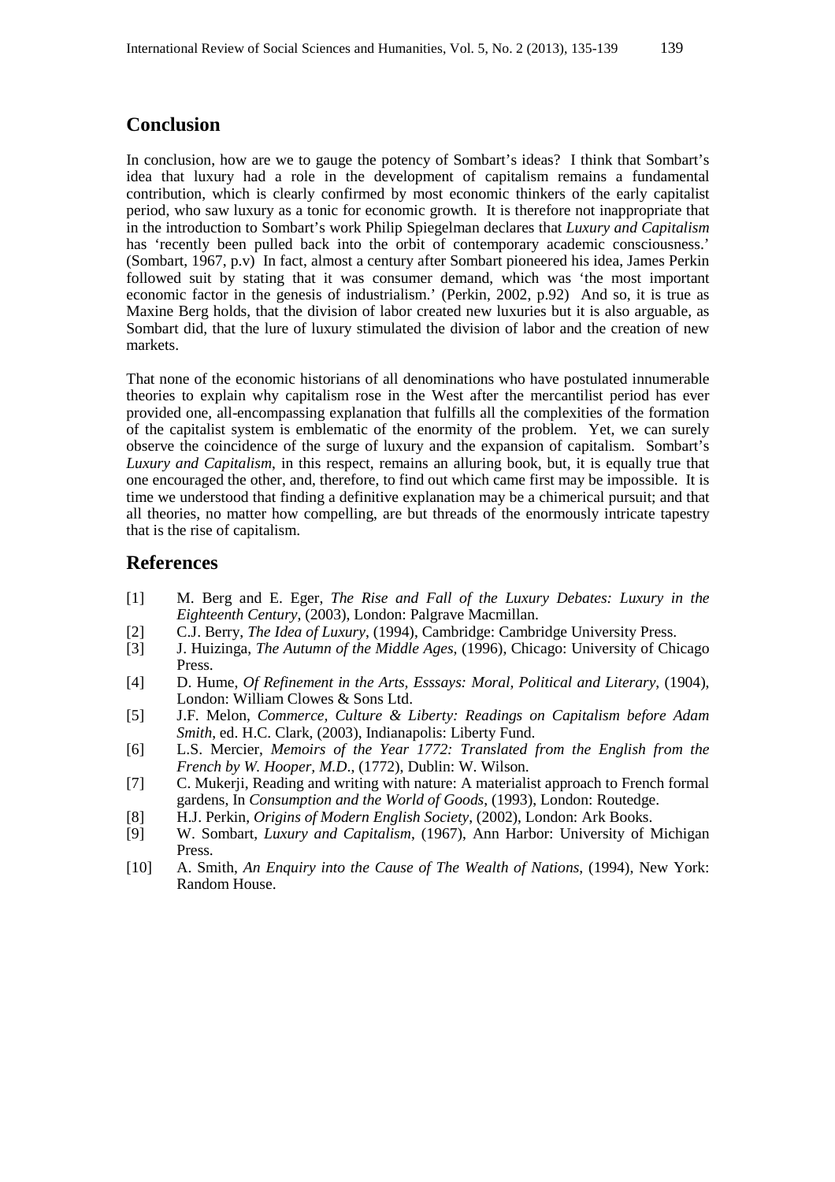## Conclusion

In conclusion, how are we to gauge the potency of Sombart's ideas? I think that Sombart's idea that luxury had a role in the development of capitalism remains a fundamental contribution, which is clearly confirmed by most economic thinkers of the early capitalist period, who saw luxury as a tonic for economic growth. It is therefore not inappropriate that in the introduction to Sombart's work Philip Spiegelman declares that *Luxury and Capitalism* has 'recently been pulled back into the orbit of contemporary academic consciousness.' (Sombart, 1967, p.v) In fact, almost a century after Sombart pioneered his idea, James Perkin followed suit by stating that it was consumer demand, which was 'the most important economic factor in the genesis of industrialism.' (Perkin, 2002, p.92) And so, it is true as Maxine Berg holds, that the division of labor created new luxuries but it is also arguable, as Sombart did, that the lure of luxury stimulated the division of labor and the creation of new markets.

That none of the economic historians of all denominations who have postulated innumerable theories to explain why capitalism rose in the West after the mercantilist period has ever provided one, all-encompassing explanation that fulfills all the complexities of the formation of the capitalist system is emblematic of the enormity of the problem. Yet, we can surely observe the coincidence of the surge of luxury and the expansion of capitalism. Sombart's *Luxury and Capitalism*, in this respect, remains an alluring book, but, it is equally true that one encouraged the other, and, therefore, to find out which came first may be impossible. It is time we understood that finding a definitive explanation may be a chimerical pursuit; and that all theories, no matter how compelling, are but threads of the enormously intricate tapestry that is the rise of capitalism.

## References

[1] M. Berg and E. Eger, *The Rise and Fall of the Luxury Debates: Luxury in the Eighteenth Century*, (2003), London: Palgrave Macmillan.

[2] C.J. Berry, *The Idea of Luxury*, (1994), Cambridge: Cambridge University Press.

[3] J. Huizinga, *The Autumn of the Middle Ages*, (1996), Chicago: University of Chicago Press.

[4] D. Hume, *Of Refinement in the Arts, Esssays: Moral, Political and Literary*, (1904), London: William Clowes & Sons Ltd.

[5] J.F. Melon, *Commerce, Culture & Liberty: Readings on Capitalism before Adam Smith*, ed. H.C. Clark, (2003), Indianapolis: Liberty Fund.

[6] L.S. Mercier, *Memoirs of the Year 1772: Translated from the English from the French by W. Hooper, M.D.*, (1772), Dublin: W. Wilson.

[7] C. Mukerji, Reading and writing with nature: A materialist approach to French formal gardens, In *Consumption and the World of Goods*, (1993), London: Routedge.

[8] H.J. Perkin, *Origins of Modern English Society*, (2002), London: Ark Books.

[9] W. Sombart, *Luxury and Capitalism*, (1967), Ann Harbor: University of Michigan Press.

[10] A. Smith, *An Enquiry into the Cause of The Wealth of Nations*, (1994), New York: Random House.